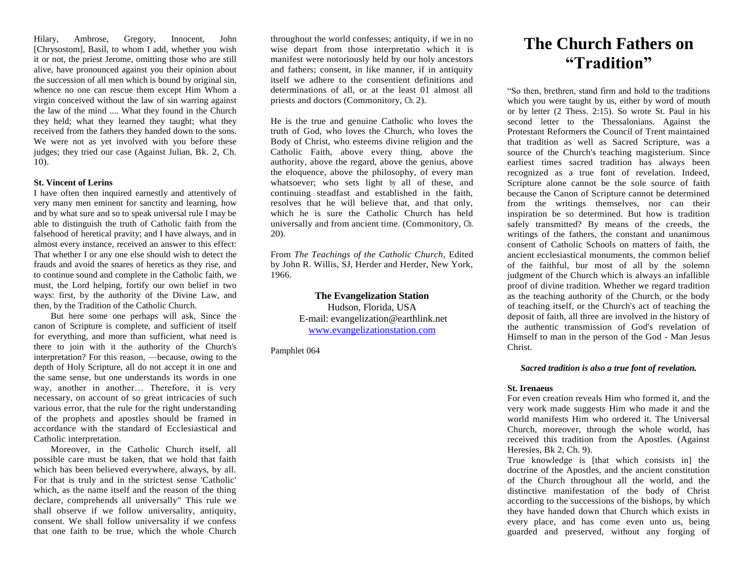Hilary, Ambrose, Gregory, Innocent, John [Chrysostom], Basil, to whom I add, whether you wish it or not, the priest Jerome, omitting those who are still alive, have pronounced against you their opinion about the succession of all men which is bound by original sin, whence no one can rescue them except Him Whom a virgin conceived without the law of sin warring against the law of the mind .... What they found in the Church they held; what they learned they taught; what they received from the fathers they handed down to the sons. We were not as yet involved with you before these judges; they tried our case (Against Julian, Bk. 2, Ch. 10).

**St. Vincent of Lerins**

I have often then inquired earnestly and attentively of very many men eminent for sanctity and learning, how and by what sure and so to speak universal rule I may be able to distinguish the truth of Catholic faith from the falsehood of heretical pravity; and I have always, and in almost every instance, received an answer to this effect: That whether I or any one else should wish to detect the frauds and avoid the snares of heretics as they rise, and to continue sound and complete in the Catholic faith, we must, the Lord helping, fortify our own belief in two ways: first, by the authority of the Divine Law, and then, by the Tradition of the Catholic Church.

But here some one perhaps will ask, Since the canon of Scripture is complete, and sufficient of itself for everything, and more than sufficient, what need is there to join with it the authority of the Church's interpretation? For this reason, —because, owing to the depth of Holy Scripture, all do not accept it in one and the same sense, but one understands its words in one way, another in another… Therefore, it is very necessary, on account of so great intricacies of such various error, that the rule for the right understanding of the prophets and apostles should be framed in accordance with the standard of Ecclesiastical and Catholic interpretation.

Moreover, in the Catholic Church itself, all possible care must be taken, that we hold that faith which has been believed everywhere, always, by all. For that is truly and in the strictest sense 'Catholic' which, as the name itself and the reason of the thing declare, comprehends all universally" This rule we shall observe if we follow universality, antiquity, consent. We shall follow universality if we confess that one faith to be true, which the whole Church throughout the world confesses; antiquity, if we in no wise depart from those interpretatio which it is manifest were notoriously held by our holy ancestors and fathers; consent, in like manner, if in antiquity itself we adhere to the consentient definitions and determinations of all, or at the least 01 almost all priests and doctors (Commonitory, Ch. 2).

He is the true and genuine Catholic who loves the truth of God, who loves the Church, who loves the Body of Christ, who esteems divine religion and the Catholic Faith, above every thing, above the authority, above the regard, above the genius, above the eloquence, above the philosophy, of every man whatsoever; who sets light by all of these, and continuing steadfast and established in the faith, resolves that he will believe that, and that only, which he is sure the Catholic Church has held universally and from ancient time. (Commonitory, Ch. 20).

From *The Teachings of the Catholic Church*, Edited by John R. Willis, SJ, Herder and Herder, New York, 1966.

**The Evangelization Station**
Hudson, Florida, USA
E-mail: evangelization@earthlink.net
www.evangelizationstation.com

Pamphlet 064

# The Church Fathers on "Tradition"

"So then, brethren, stand firm and hold to the traditions which you were taught by us, either by word of mouth or by letter (2 Thess. 2:15). So wrote St. Paul in his second letter to the Thessalonians. Against the Protestant Reformers the Council of Trent maintained that tradition as well as Sacred Scripture, was a source of the Church's teaching magisterium. Since earliest times sacred tradition has always been recognized as a true font of revelation. Indeed, Scripture alone cannot be the sole source of faith because the Canon of Scripture cannot be determined from the writings themselves, nor can their inspiration be so determined. But how is tradition safely transmitted? By means of the creeds, the writings of the fathers, the constant and unanimous consent of Catholic Schools on matters of faith, the ancient ecclesiastical monuments, the common belief of the faithful, bur most of all by the solemn judgment of the Church which is always an infallible proof of divine tradition. Whether we regard tradition as the teaching authority of the Church, or the body of teaching itself, or the Church's act of teaching the deposit of faith, all three are involved in the history of the authentic transmission of God's revelation of Himself to man in the person of the God - Man Jesus Christ.

***Sacred tradition is also a true font of revelation.***

**St. Irenaeus**

For even creation reveals Him who formed it, and the very work made suggests Him who made it and the world manifests Him who ordered it. The Universal Church, moreover, through the whole world, has received this tradition from the Apostles. (Against Heresies, Bk 2, Ch. 9).

True knowledge is [that which consists in] the doctrine of the Apostles, and the ancient constitution of the Church throughout all the world, and the distinctive manifestation of the body of Christ according to the successions of the bishops, by which they have handed down that Church which exists in every place, and has come even unto us, being guarded and preserved, without any forging of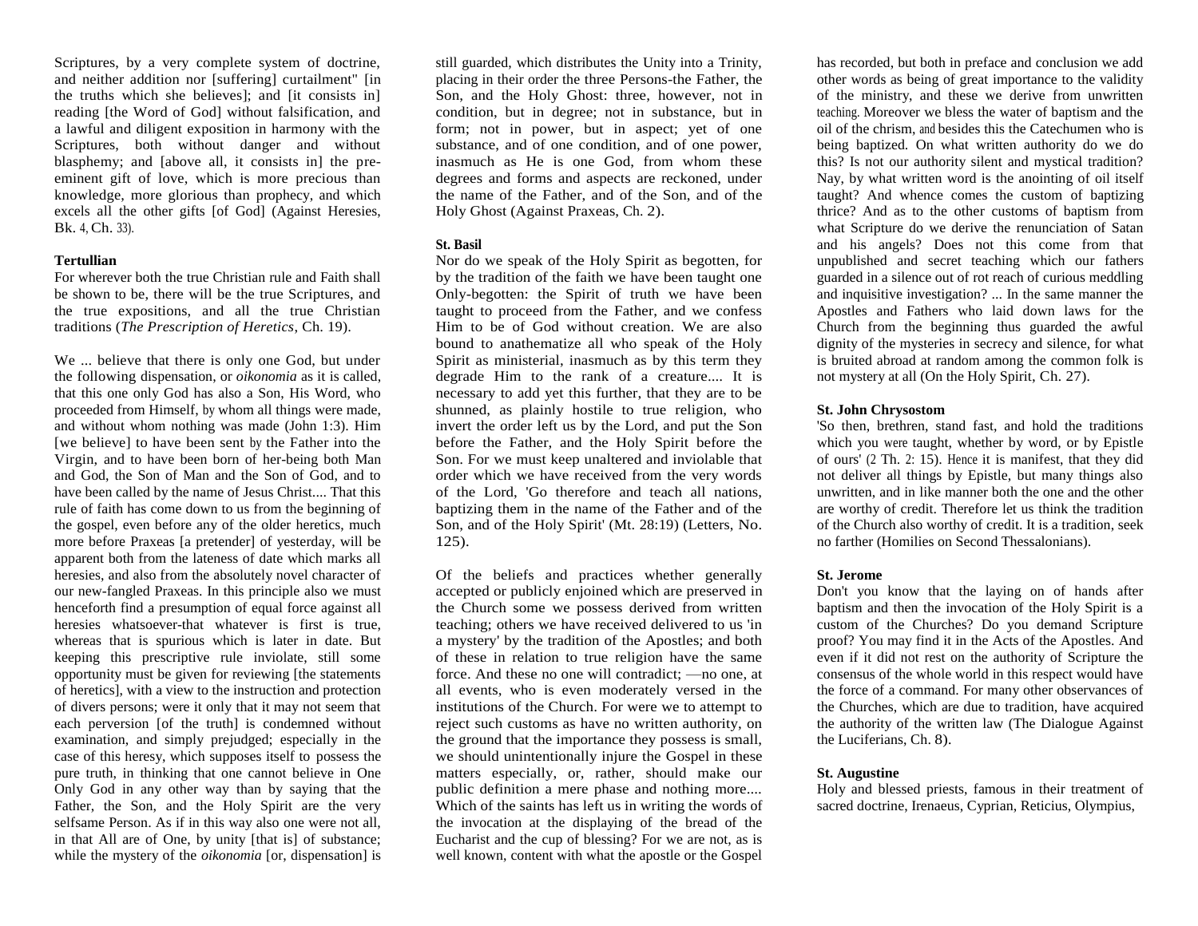Scriptures, by a very complete system of doctrine, and neither addition nor [suffering] curtailment" [in the truths which she believes]; and [it consists in] reading [the Word of God] without falsification, and a lawful and diligent exposition in harmony with the Scriptures, both without danger and without blasphemy; and [above all, it consists in] the pre-eminent gift of love, which is more precious than knowledge, more glorious than prophecy, and which excels all the other gifts [of God] (Against Heresies, Bk. 4, Ch. 33).

**Tertullian**

For wherever both the true Christian rule and Faith shall be shown to be, there will be the true Scriptures, and the true expositions, and all the true Christian traditions (*The Prescription of Heretics*, Ch. 19).

We ... believe that there is only one God, but under the following dispensation, or *oikonomia* as it is called, that this one only God has also a Son, His Word, who proceeded from Himself, by whom all things were made, and without whom nothing was made (John 1:3). Him [we believe] to have been sent by the Father into the Virgin, and to have been born of her-being both Man and God, the Son of Man and the Son of God, and to have been called by the name of Jesus Christ.... That this rule of faith has come down to us from the beginning of the gospel, even before any of the older heretics, much more before Praxeas [a pretender] of yesterday, will be apparent both from the lateness of date which marks all heresies, and also from the absolutely novel character of our new-fangled Praxeas. In this principle also we must henceforth find a presumption of equal force against all heresies whatsoever-that whatever is first is true, whereas that is spurious which is later in date. But keeping this prescriptive rule inviolate, still some opportunity must be given for reviewing [the statements of heretics], with a view to the instruction and protection of divers persons; were it only that it may not seem that each perversion [of the truth] is condemned without examination, and simply prejudged; especially in the case of this heresy, which supposes itself to possess the pure truth, in thinking that one cannot believe in One Only God in any other way than by saying that the Father, the Son, and the Holy Spirit are the very selfsame Person. As if in this way also one were not all, in that All are of One, by unity [that is] of substance; while the mystery of the *oikonomia* [or, dispensation] is still guarded, which distributes the Unity into a Trinity, placing in their order the three Persons-the Father, the Son, and the Holy Ghost: three, however, not in condition, but in degree; not in substance, but in form; not in power, but in aspect; yet of one substance, and of one condition, and of one power, inasmuch as He is one God, from whom these degrees and forms and aspects are reckoned, under the name of the Father, and of the Son, and of the Holy Ghost (Against Praxeas, Ch. 2).

**St. Basil**

Nor do we speak of the Holy Spirit as begotten, for by the tradition of the faith we have been taught one Only-begotten: the Spirit of truth we have been taught to proceed from the Father, and we confess Him to be of God without creation. We are also bound to anathematize all who speak of the Holy Spirit as ministerial, inasmuch as by this term they degrade Him to the rank of a creature.... It is necessary to add yet this further, that they are to be shunned, as plainly hostile to true religion, who invert the order left us by the Lord, and put the Son before the Father, and the Holy Spirit before the Son. For we must keep unaltered and inviolable that order which we have received from the very words of the Lord, 'Go therefore and teach all nations, baptizing them in the name of the Father and of the Son, and of the Holy Spirit' (Mt. 28:19) (Letters, No. 125).

Of the beliefs and practices whether generally accepted or publicly enjoined which are preserved in the Church some we possess derived from written teaching; others we have received delivered to us 'in a mystery' by the tradition of the Apostles; and both of these in relation to true religion have the same force. And these no one will contradict; —no one, at all events, who is even moderately versed in the institutions of the Church. For were we to attempt to reject such customs as have no written authority, on the ground that the importance they possess is small, we should unintentionally injure the Gospel in these matters especially, or, rather, should make our public definition a mere phase and nothing more.... Which of the saints has left us in writing the words of the invocation at the displaying of the bread of the Eucharist and the cup of blessing? For we are not, as is well known, content with what the apostle or the Gospel has recorded, but both in preface and conclusion we add other words as being of great importance to the validity of the ministry, and these we derive from unwritten teaching. Moreover we bless the water of baptism and the oil of the chrism, and besides this the Catechumen who is being baptized. On what written authority do we do this? Is not our authority silent and mystical tradition? Nay, by what written word is the anointing of oil itself taught? And whence comes the custom of baptizing thrice? And as to the other customs of baptism from what Scripture do we derive the renunciation of Satan and his angels? Does not this come from that unpublished and secret teaching which our fathers guarded in a silence out of rot reach of curious meddling and inquisitive investigation? ... In the same manner the Apostles and Fathers who laid down laws for the Church from the beginning thus guarded the awful dignity of the mysteries in secrecy and silence, for what is bruited abroad at random among the common folk is not mystery at all (On the Holy Spirit, Ch. 27).

**St. John Chrysostom**

'So then, brethren, stand fast, and hold the traditions which you were taught, whether by word, or by Epistle of ours' (2 Th. 2: 15). Hence it is manifest, that they did not deliver all things by Epistle, but many things also unwritten, and in like manner both the one and the other are worthy of credit. Therefore let us think the tradition of the Church also worthy of credit. It is a tradition, seek no farther (Homilies on Second Thessalonians).

**St. Jerome**

Don't you know that the laying on of hands after baptism and then the invocation of the Holy Spirit is a custom of the Churches? Do you demand Scripture proof? You may find it in the Acts of the Apostles. And even if it did not rest on the authority of Scripture the consensus of the whole world in this respect would have the force of a command. For many other observances of the Churches, which are due to tradition, have acquired the authority of the written law (The Dialogue Against the Luciferians, Ch. 8).

**St. Augustine**

Holy and blessed priests, famous in their treatment of sacred doctrine, Irenaeus, Cyprian, Reticius, Olympius,